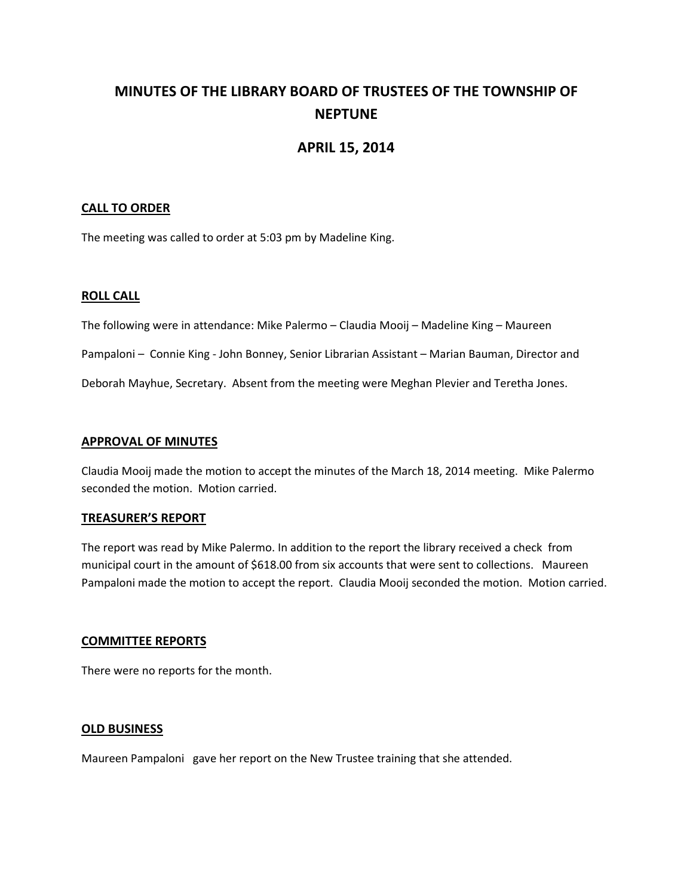# MINUTES OF THE LIBRARY BOARD OF TRUSTEES OF THE TOWNSHIP OF NEPTUNE

## APRIL 15, 2014

### CALL TO ORDER

The meeting was called to order at 5:03 pm by Madeline King.

### ROLL CALL

The following were in attendance: Mike Palermo – Claudia Mooij – Madeline King – Maureen Pampaloni – Connie King - John Bonney, Senior Librarian Assistant – Marian Bauman, Director and Deborah Mayhue, Secretary. Absent from the meeting were Meghan Plevier and Teretha Jones.

### APPROVAL OF MINUTES

Claudia Mooij made the motion to accept the minutes of the March 18, 2014 meeting. Mike Palermo seconded the motion. Motion carried.

### TREASURER'S REPORT

The report was read by Mike Palermo. In addition to the report the library received a check from municipal court in the amount of $618.00 from six accounts that were sent to collections. Maureen Pampaloni made the motion to accept the report. Claudia Mooij seconded the motion. Motion carried.

### COMMITTEE REPORTS

There were no reports for the month.

### OLD BUSINESS

Maureen Pampaloni gave her report on the New Trustee training that she attended.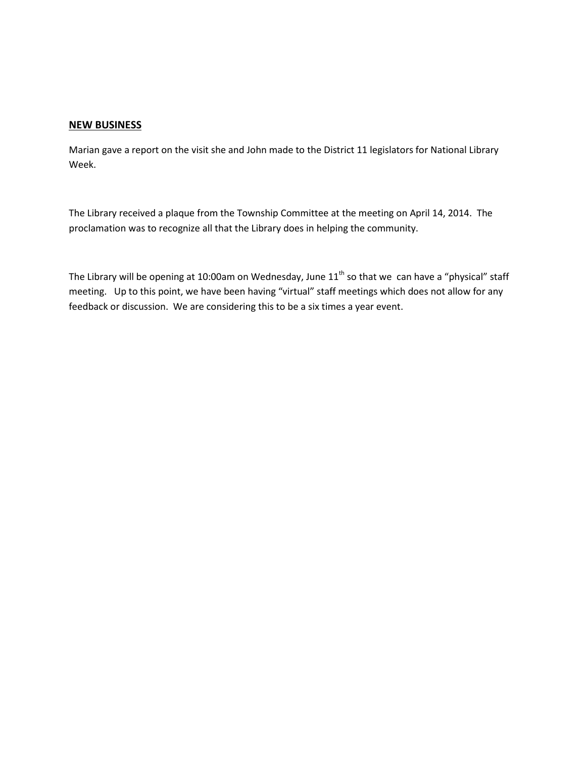**NEW BUSINESS**

Marian gave a report on the visit she and John made to the District 11 legislators for National Library Week.

The Library received a plaque from the Township Committee at the meeting on April 14, 2014. The proclamation was to recognize all that the Library does in helping the community.

The Library will be opening at 10:00am on Wednesday, June 11th so that we can have a "physical" staff meeting. Up to this point, we have been having "virtual" staff meetings which does not allow for any feedback or discussion. We are considering this to be a six times a year event.